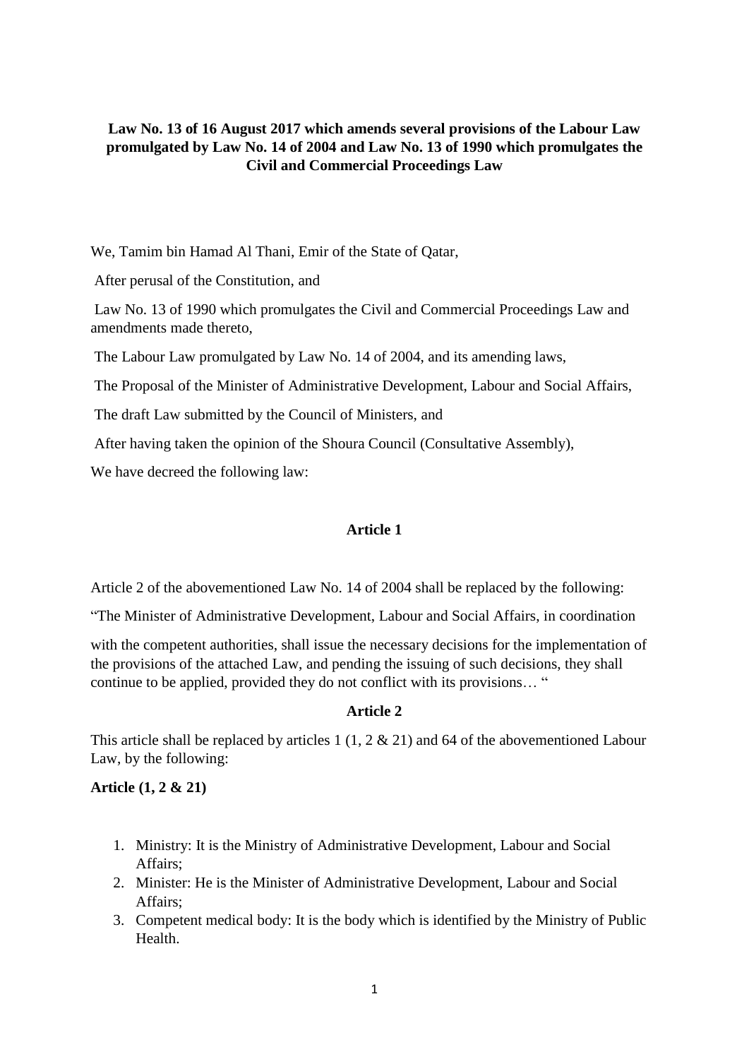**Law No. 13 of 16 August 2017 which amends several provisions of the Labour Law promulgated by Law No. 14 of 2004 and Law No. 13 of 1990 which promulgates the Civil and Commercial Proceedings Law**

We, Tamim bin Hamad Al Thani, Emir of the State of Qatar,

After perusal of the Constitution, and

Law No. 13 of 1990 which promulgates the Civil and Commercial Proceedings Law and amendments made thereto,

The Labour Law promulgated by Law No. 14 of 2004, and its amending laws,

The Proposal of the Minister of Administrative Development, Labour and Social Affairs,

The draft Law submitted by the Council of Ministers, and

After having taken the opinion of the Shoura Council (Consultative Assembly),

We have decreed the following law:

### Article 1

Article 2 of the abovementioned Law No. 14 of 2004 shall be replaced by the following:

"The Minister of Administrative Development, Labour and Social Affairs, in coordination

with the competent authorities, shall issue the necessary decisions for the implementation of the provisions of the attached Law, and pending the issuing of such decisions, they shall continue to be applied, provided they do not conflict with its provisions… "

### Article 2

This article shall be replaced by articles 1 (1, 2 & 21) and 64 of the abovementioned Labour Law, by the following:

**Article (1, 2 & 21)**

1. Ministry: It is the Ministry of Administrative Development, Labour and Social Affairs;
2. Minister: He is the Minister of Administrative Development, Labour and Social Affairs;
3. Competent medical body: It is the body which is identified by the Ministry of Public Health.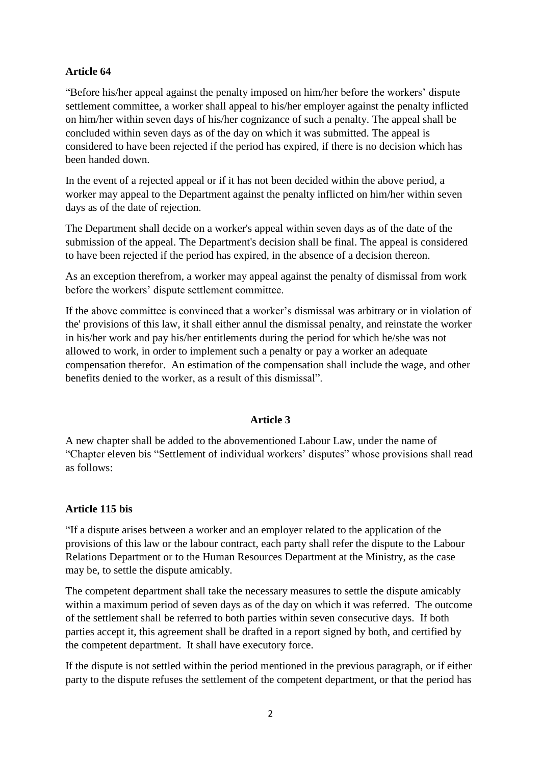**Article 64**

"Before his/her appeal against the penalty imposed on him/her before the workers' dispute settlement committee, a worker shall appeal to his/her employer against the penalty inflicted on him/her within seven days of his/her cognizance of such a penalty. The appeal shall be concluded within seven days as of the day on which it was submitted. The appeal is considered to have been rejected if the period has expired, if there is no decision which has been handed down.

In the event of a rejected appeal or if it has not been decided within the above period, a worker may appeal to the Department against the penalty inflicted on him/her within seven days as of the date of rejection.

The Department shall decide on a worker's appeal within seven days as of the date of the submission of the appeal. The Department's decision shall be final. The appeal is considered to have been rejected if the period has expired, in the absence of a decision thereon.

As an exception therefrom, a worker may appeal against the penalty of dismissal from work before the workers' dispute settlement committee.

If the above committee is convinced that a worker's dismissal was arbitrary or in violation of the' provisions of this law, it shall either annul the dismissal penalty, and reinstate the worker in his/her work and pay his/her entitlements during the period for which he/she was not allowed to work, in order to implement such a penalty or pay a worker an adequate compensation therefor. An estimation of the compensation shall include the wage, and other benefits denied to the worker, as a result of this dismissal".

**Article 3**

A new chapter shall be added to the abovementioned Labour Law, under the name of "Chapter eleven bis "Settlement of individual workers' disputes" whose provisions shall read as follows:

**Article 115 bis**

"If a dispute arises between a worker and an employer related to the application of the provisions of this law or the labour contract, each party shall refer the dispute to the Labour Relations Department or to the Human Resources Department at the Ministry, as the case may be, to settle the dispute amicably.

The competent department shall take the necessary measures to settle the dispute amicably within a maximum period of seven days as of the day on which it was referred. The outcome of the settlement shall be referred to both parties within seven consecutive days. If both parties accept it, this agreement shall be drafted in a report signed by both, and certified by the competent department. It shall have executory force.

If the dispute is not settled within the period mentioned in the previous paragraph, or if either party to the dispute refuses the settlement of the competent department, or that the period has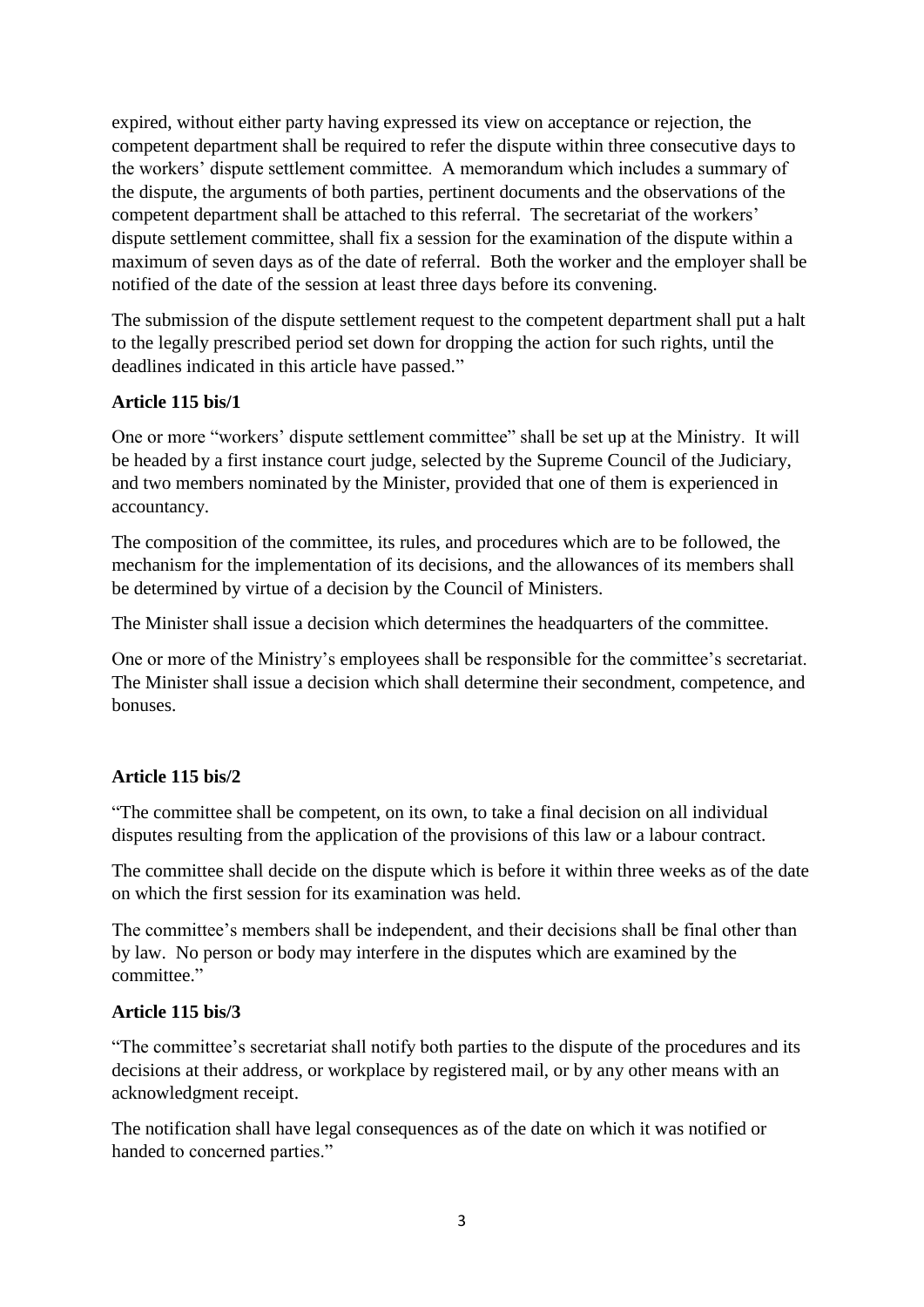expired, without either party having expressed its view on acceptance or rejection, the competent department shall be required to refer the dispute within three consecutive days to the workers' dispute settlement committee. A memorandum which includes a summary of the dispute, the arguments of both parties, pertinent documents and the observations of the competent department shall be attached to this referral. The secretariat of the workers' dispute settlement committee, shall fix a session for the examination of the dispute within a maximum of seven days as of the date of referral. Both the worker and the employer shall be notified of the date of the session at least three days before its convening.

The submission of the dispute settlement request to the competent department shall put a halt to the legally prescribed period set down for dropping the action for such rights, until the deadlines indicated in this article have passed."

**Article 115 bis/1**

One or more "workers' dispute settlement committee" shall be set up at the Ministry. It will be headed by a first instance court judge, selected by the Supreme Council of the Judiciary, and two members nominated by the Minister, provided that one of them is experienced in accountancy.

The composition of the committee, its rules, and procedures which are to be followed, the mechanism for the implementation of its decisions, and the allowances of its members shall be determined by virtue of a decision by the Council of Ministers.

The Minister shall issue a decision which determines the headquarters of the committee.

One or more of the Ministry's employees shall be responsible for the committee's secretariat. The Minister shall issue a decision which shall determine their secondment, competence, and bonuses.

**Article 115 bis/2**

"The committee shall be competent, on its own, to take a final decision on all individual disputes resulting from the application of the provisions of this law or a labour contract.

The committee shall decide on the dispute which is before it within three weeks as of the date on which the first session for its examination was held.

The committee's members shall be independent, and their decisions shall be final other than by law. No person or body may interfere in the disputes which are examined by the committee."

**Article 115 bis/3**

"The committee's secretariat shall notify both parties to the dispute of the procedures and its decisions at their address, or workplace by registered mail, or by any other means with an acknowledgment receipt.

The notification shall have legal consequences as of the date on which it was notified or handed to concerned parties."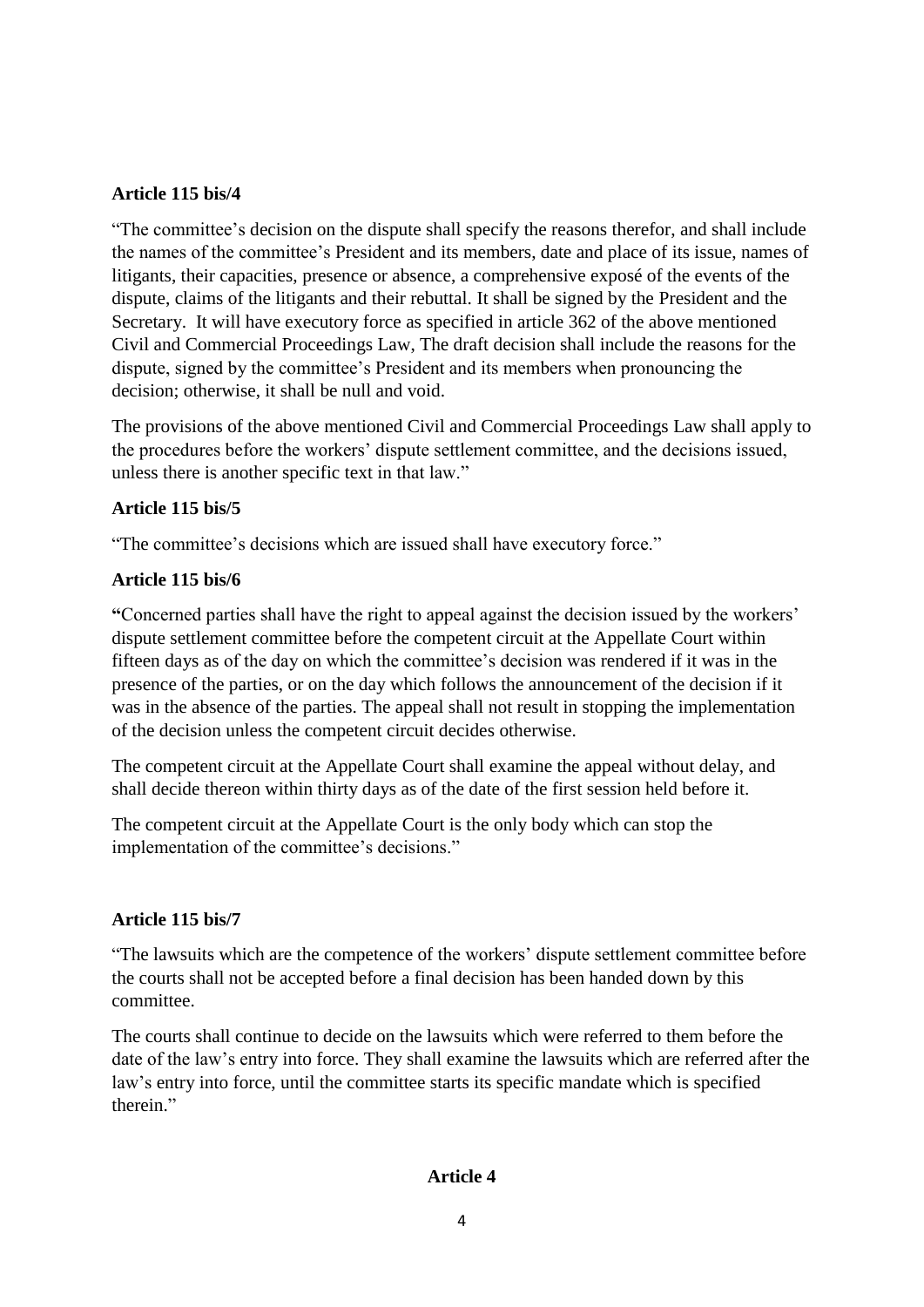**Article 115 bis/4**

"The committee's decision on the dispute shall specify the reasons therefor, and shall include the names of the committee's President and its members, date and place of its issue, names of litigants, their capacities, presence or absence, a comprehensive exposé of the events of the dispute, claims of the litigants and their rebuttal. It shall be signed by the President and the Secretary. It will have executory force as specified in article 362 of the above mentioned Civil and Commercial Proceedings Law, The draft decision shall include the reasons for the dispute, signed by the committee's President and its members when pronouncing the decision; otherwise, it shall be null and void.

The provisions of the above mentioned Civil and Commercial Proceedings Law shall apply to the procedures before the workers' dispute settlement committee, and the decisions issued, unless there is another specific text in that law."

**Article 115 bis/5**

"The committee's decisions which are issued shall have executory force."

**Article 115 bis/6**

**"**Concerned parties shall have the right to appeal against the decision issued by the workers' dispute settlement committee before the competent circuit at the Appellate Court within fifteen days as of the day on which the committee's decision was rendered if it was in the presence of the parties, or on the day which follows the announcement of the decision if it was in the absence of the parties. The appeal shall not result in stopping the implementation of the decision unless the competent circuit decides otherwise.

The competent circuit at the Appellate Court shall examine the appeal without delay, and shall decide thereon within thirty days as of the date of the first session held before it.

The competent circuit at the Appellate Court is the only body which can stop the implementation of the committee's decisions."

**Article 115 bis/7**

"The lawsuits which are the competence of the workers' dispute settlement committee before the courts shall not be accepted before a final decision has been handed down by this committee.

The courts shall continue to decide on the lawsuits which were referred to them before the date of the law's entry into force. They shall examine the lawsuits which are referred after the law's entry into force, until the committee starts its specific mandate which is specified therein."

**Article 4**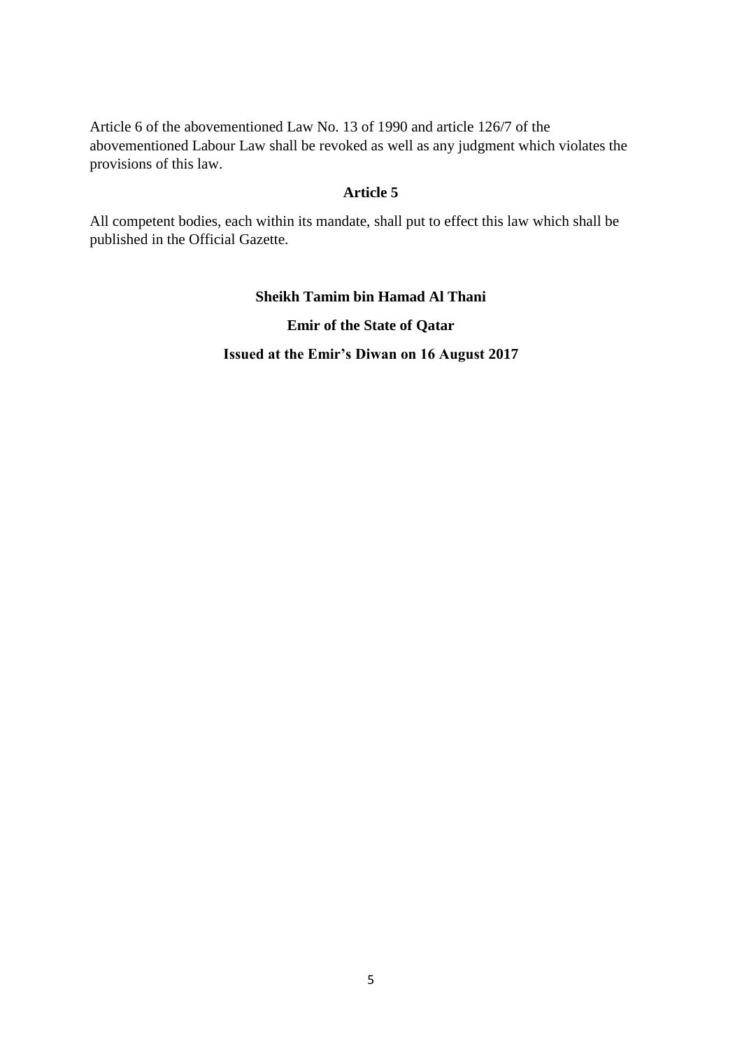Article 6 of the abovementioned Law No. 13 of 1990 and article 126/7 of the abovementioned Labour Law shall be revoked as well as any judgment which violates the provisions of this law.

## Article 5

All competent bodies, each within its mandate, shall put to effect this law which shall be published in the Official Gazette.

**Sheikh Tamim bin Hamad Al Thani**

**Emir of the State of Qatar**

**Issued at the Emir's Diwan on 16 August 2017**